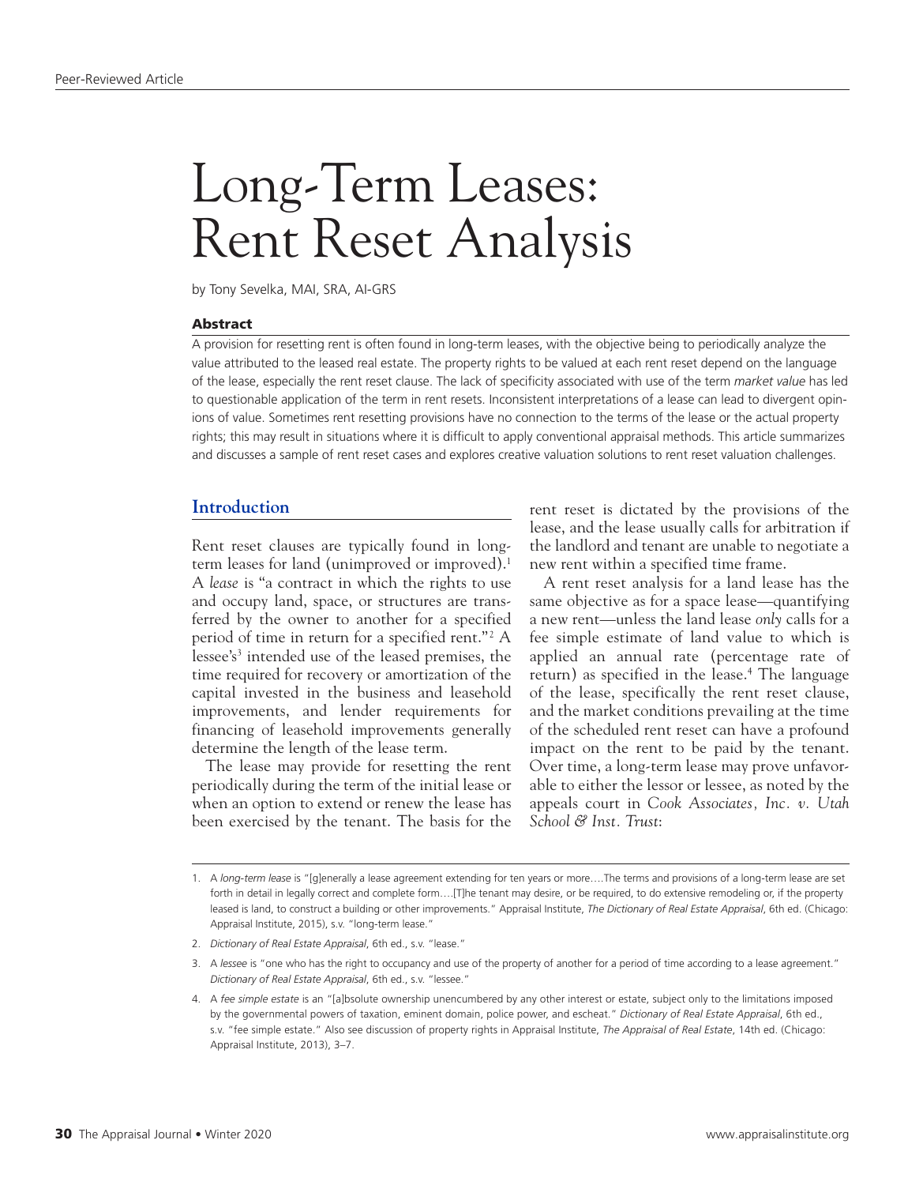# Long-Term Leases: Rent Reset Analysis

by Tony Sevelka, MAI, SRA, AI-GRS

#### Abstract

A provision for resetting rent is often found in long-term leases, with the objective being to periodically analyze the value attributed to the leased real estate. The property rights to be valued at each rent reset depend on the language of the lease, especially the rent reset clause. The lack of specificity associated with use of the term *market value* has led to questionable application of the term in rent resets. Inconsistent interpretations of a lease can lead to divergent opinions of value. Sometimes rent resetting provisions have no connection to the terms of the lease or the actual property rights; this may result in situations where it is difficult to apply conventional appraisal methods. This article summarizes and discusses a sample of rent reset cases and explores creative valuation solutions to rent reset valuation challenges.

## Introduction

Rent reset clauses are typically found in long-term leases for land (unimproved or improved).[1] A *lease* is "a contract in which the rights to use and occupy land, space, or structures are transferred by the owner to another for a specified period of time in return for a specified rent."[2] A lessee's[3] intended use of the leased premises, the time required for recovery or amortization of the capital invested in the business and leasehold improvements, and lender requirements for financing of leasehold improvements generally determine the length of the lease term.

The lease may provide for resetting the rent periodically during the term of the initial lease or when an option to extend or renew the lease has been exercised by the tenant. The basis for the rent reset is dictated by the provisions of the lease, and the lease usually calls for arbitration if the landlord and tenant are unable to negotiate a new rent within a specified time frame.

A rent reset analysis for a land lease has the same objective as for a space lease—quantifying a new rent—unless the land lease *only* calls for a fee simple estimate of land value to which is applied an annual rate (percentage rate of return) as specified in the lease.[4] The language of the lease, specifically the rent reset clause, and the market conditions prevailing at the time of the scheduled rent reset can have a profound impact on the rent to be paid by the tenant. Over time, a long-term lease may prove unfavorable to either the lessor or lessee, as noted by the appeals court in *Cook Associates, Inc. v. Utah School & Inst. Trust*:

---

1. A *long-term lease* is "[g]enerally a lease agreement extending for ten years or more….The terms and provisions of a long-term lease are set forth in detail in legally correct and complete form….[T]he tenant may desire, or be required, to do extensive remodeling or, if the property leased is land, to construct a building or other improvements." Appraisal Institute, *The Dictionary of Real Estate Appraisal*, 6th ed. (Chicago: Appraisal Institute, 2015), s.v. "long-term lease."
2. *Dictionary of Real Estate Appraisal*, 6th ed., s.v. "lease."
3. A *lessee* is "one who has the right to occupancy and use of the property of another for a period of time according to a lease agreement." *Dictionary of Real Estate Appraisal*, 6th ed., s.v. "lessee."
4. A *fee simple estate* is an "[a]bsolute ownership unencumbered by any other interest or estate, subject only to the limitations imposed by the governmental powers of taxation, eminent domain, police power, and escheat." *Dictionary of Real Estate Appraisal*, 6th ed., s.v. "fee simple estate." Also see discussion of property rights in Appraisal Institute, *The Appraisal of Real Estate*, 14th ed. (Chicago: Appraisal Institute, 2013), 3–7.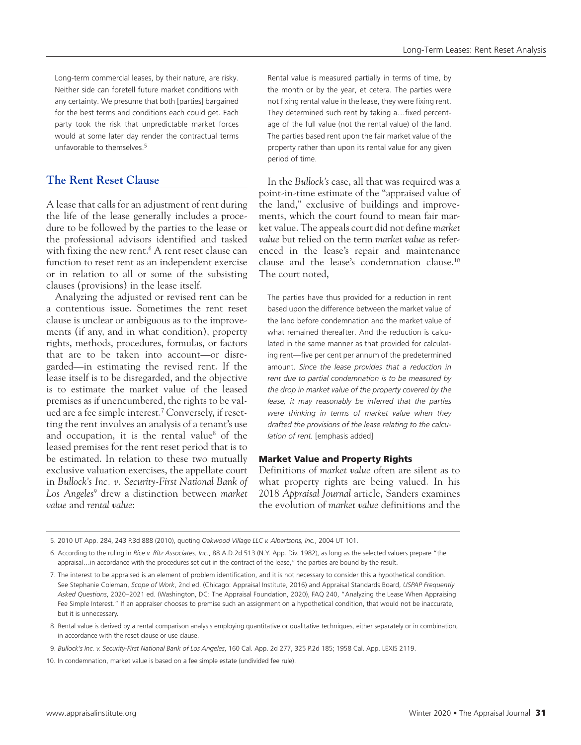> Long-term commercial leases, by their nature, are risky. Neither side can foretell future market conditions with any certainty. We presume that both [parties] bargained for the best terms and conditions each could get. Each party took the risk that unpredictable market forces would at some later day render the contractual terms unfavorable to themselves.[5]

## The Rent Reset Clause

A lease that calls for an adjustment of rent during the life of the lease generally includes a procedure to be followed by the parties to the lease or the professional advisors identified and tasked with fixing the new rent.[6] A rent reset clause can function to reset rent as an independent exercise or in relation to all or some of the subsisting clauses (provisions) in the lease itself.

Analyzing the adjusted or revised rent can be a contentious issue. Sometimes the rent reset clause is unclear or ambiguous as to the improvements (if any, and in what condition), property rights, methods, procedures, formulas, or factors that are to be taken into account—or disregarded—in estimating the revised rent. If the lease itself is to be disregarded, and the objective is to estimate the market value of the leased premises as if unencumbered, the rights to be valued are a fee simple interest.[7] Conversely, if resetting the rent involves an analysis of a tenant's use and occupation, it is the rental value[8] of the leased premises for the rent reset period that is to be estimated. In relation to these two mutually exclusive valuation exercises, the appellate court in *Bullock's Inc. v. Security-First National Bank of Los Angeles*[9] drew a distinction between *market value* and *rental value*:

> Rental value is measured partially in terms of time, by the month or by the year, et cetera. The parties were not fixing rental value in the lease, they were fixing rent. They determined such rent by taking a…fixed percentage of the full value (not the rental value) of the land. The parties based rent upon the fair market value of the property rather than upon its rental value for any given period of time.

In the *Bullock's* case, all that was required was a point-in-time estimate of the "appraised value of the land," exclusive of buildings and improvements, which the court found to mean fair market value. The appeals court did not define *market value* but relied on the term *market value* as referenced in the lease's repair and maintenance clause and the lease's condemnation clause.[10] The court noted,

> The parties have thus provided for a reduction in rent based upon the difference between the market value of the land before condemnation and the market value of what remained thereafter. And the reduction is calculated in the same manner as that provided for calculating rent—five per cent per annum of the predetermined amount. *Since the lease provides that a reduction in rent due to partial condemnation is to be measured by the drop in market value of the property covered by the lease, it may reasonably be inferred that the parties were thinking in terms of market value when they drafted the provisions of the lease relating to the calculation of rent.* [emphasis added]

### Market Value and Property Rights

Definitions of *market value* often are silent as to what property rights are being valued. In his 2018 *Appraisal Journal* article, Sanders examines the evolution of *market value* definitions and the

---

5. 2010 UT App. 284, 243 P.3d 888 (2010), quoting *Oakwood Village LLC v. Albertsons, Inc.*, 2004 UT 101.

6. According to the ruling in *Rice v. Ritz Associates, Inc.*, 88 A.D.2d 513 (N.Y. App. Div. 1982), as long as the selected valuers prepare "the appraisal…in accordance with the procedures set out in the contract of the lease," the parties are bound by the result.

7. The interest to be appraised is an element of problem identification, and it is not necessary to consider this a hypothetical condition. See Stephanie Coleman, *Scope of Work*, 2nd ed. (Chicago: Appraisal Institute, 2016) and Appraisal Standards Board, *USPAP Frequently Asked Questions*, 2020–2021 ed. (Washington, DC: The Appraisal Foundation, 2020), FAQ 240, "Analyzing the Lease When Appraising Fee Simple Interest." If an appraiser chooses to premise such an assignment on a hypothetical condition, that would not be inaccurate, but it is unnecessary.

8. Rental value is derived by a rental comparison analysis employing quantitative or qualitative techniques, either separately or in combination, in accordance with the reset clause or use clause.

9. *Bullock's Inc. v. Security-First National Bank of Los Angeles*, 160 Cal. App. 2d 277, 325 P.2d 185; 1958 Cal. App. LEXIS 2119.

10. In condemnation, market value is based on a fee simple estate (undivided fee rule).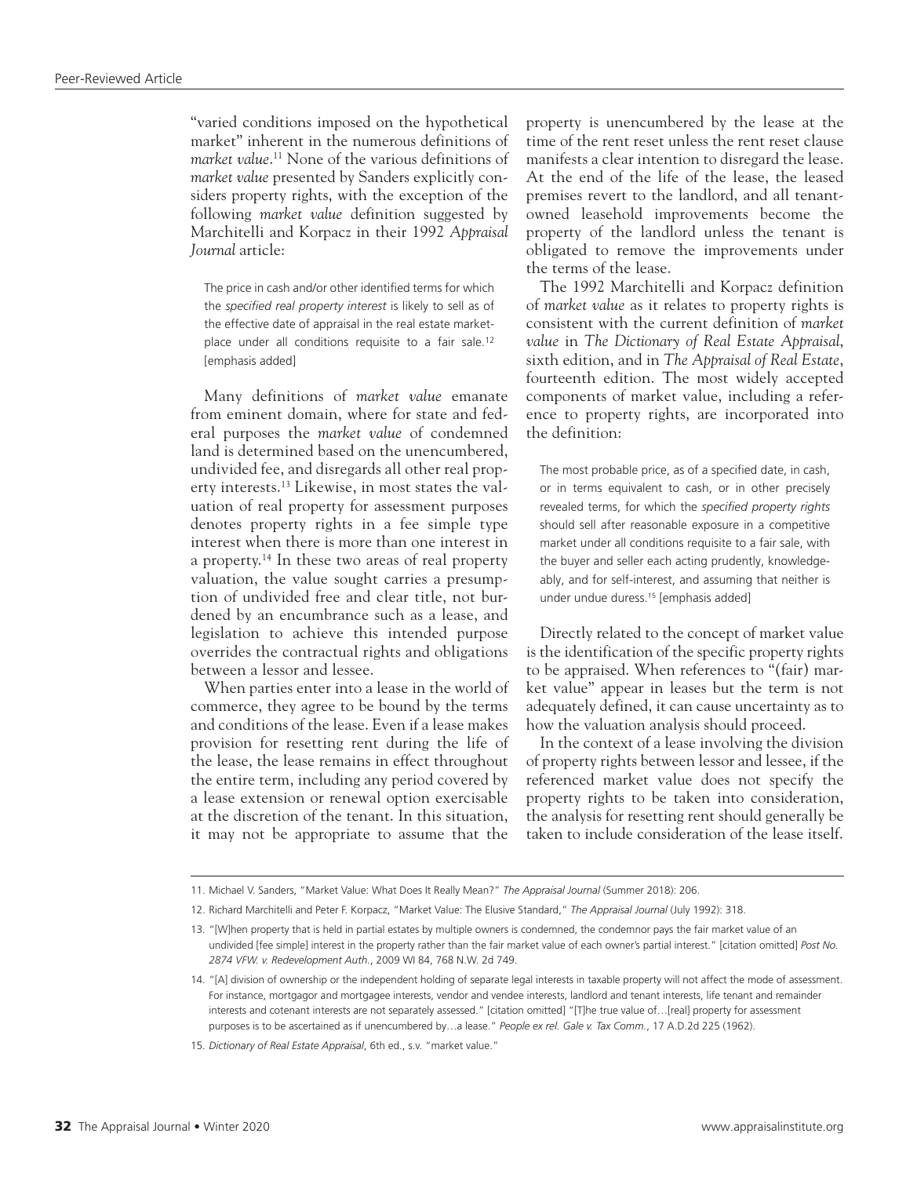"varied conditions imposed on the hypothetical market" inherent in the numerous definitions of *market value*.[11] None of the various definitions of *market value* presented by Sanders explicitly considers property rights, with the exception of the following *market value* definition suggested by Marchitelli and Korpacz in their 1992 *Appraisal Journal* article:

> The price in cash and/or other identified terms for which the *specified real property interest* is likely to sell as of the effective date of appraisal in the real estate marketplace under all conditions requisite to a fair sale.[12] [emphasis added]

Many definitions of *market value* emanate from eminent domain, where for state and federal purposes the *market value* of condemned land is determined based on the unencumbered, undivided fee, and disregards all other real property interests.[13] Likewise, in most states the valuation of real property for assessment purposes denotes property rights in a fee simple type interest when there is more than one interest in a property.[14] In these two areas of real property valuation, the value sought carries a presumption of undivided free and clear title, not burdened by an encumbrance such as a lease, and legislation to achieve this intended purpose overrides the contractual rights and obligations between a lessor and lessee.

When parties enter into a lease in the world of commerce, they agree to be bound by the terms and conditions of the lease. Even if a lease makes provision for resetting rent during the life of the lease, the lease remains in effect throughout the entire term, including any period covered by a lease extension or renewal option exercisable at the discretion of the tenant. In this situation, it may not be appropriate to assume that the property is unencumbered by the lease at the time of the rent reset unless the rent reset clause manifests a clear intention to disregard the lease. At the end of the life of the lease, the leased premises revert to the landlord, and all tenant-owned leasehold improvements become the property of the landlord unless the tenant is obligated to remove the improvements under the terms of the lease.

The 1992 Marchitelli and Korpacz definition of *market value* as it relates to property rights is consistent with the current definition of *market value* in *The Dictionary of Real Estate Appraisal*, sixth edition, and in *The Appraisal of Real Estate*, fourteenth edition. The most widely accepted components of market value, including a reference to property rights, are incorporated into the definition:

> The most probable price, as of a specified date, in cash, or in terms equivalent to cash, or in other precisely revealed terms, for which the *specified property rights* should sell after reasonable exposure in a competitive market under all conditions requisite to a fair sale, with the buyer and seller each acting prudently, knowledgeably, and for self-interest, and assuming that neither is under undue duress.[15] [emphasis added]

Directly related to the concept of market value is the identification of the specific property rights to be appraised. When references to "(fair) market value" appear in leases but the term is not adequately defined, it can cause uncertainty as to how the valuation analysis should proceed.

In the context of a lease involving the division of property rights between lessor and lessee, if the referenced market value does not specify the property rights to be taken into consideration, the analysis for resetting rent should generally be taken to include consideration of the lease itself.

---

11. Michael V. Sanders, "Market Value: What Does It Really Mean?" *The Appraisal Journal* (Summer 2018): 206.

12. Richard Marchitelli and Peter F. Korpacz, "Market Value: The Elusive Standard," *The Appraisal Journal* (July 1992): 318.

13. "[W]hen property that is held in partial estates by multiple owners is condemned, the condemnor pays the fair market value of an undivided [fee simple] interest in the property rather than the fair market value of each owner's partial interest." [citation omitted] *Post No. 2874 VFW. v. Redevelopment Auth.*, 2009 WI 84, 768 N.W. 2d 749.

14. "[A] division of ownership or the independent holding of separate legal interests in taxable property will not affect the mode of assessment. For instance, mortgagor and mortgagee interests, vendor and vendee interests, landlord and tenant interests, life tenant and remainder interests and cotenant interests are not separately assessed." [citation omitted] "[T]he true value of…[real] property for assessment purposes is to be ascertained as if unencumbered by…a lease." *People ex rel. Gale v. Tax Comm.*, 17 A.D.2d 225 (1962).

15. *Dictionary of Real Estate Appraisal*, 6th ed., s.v. "market value."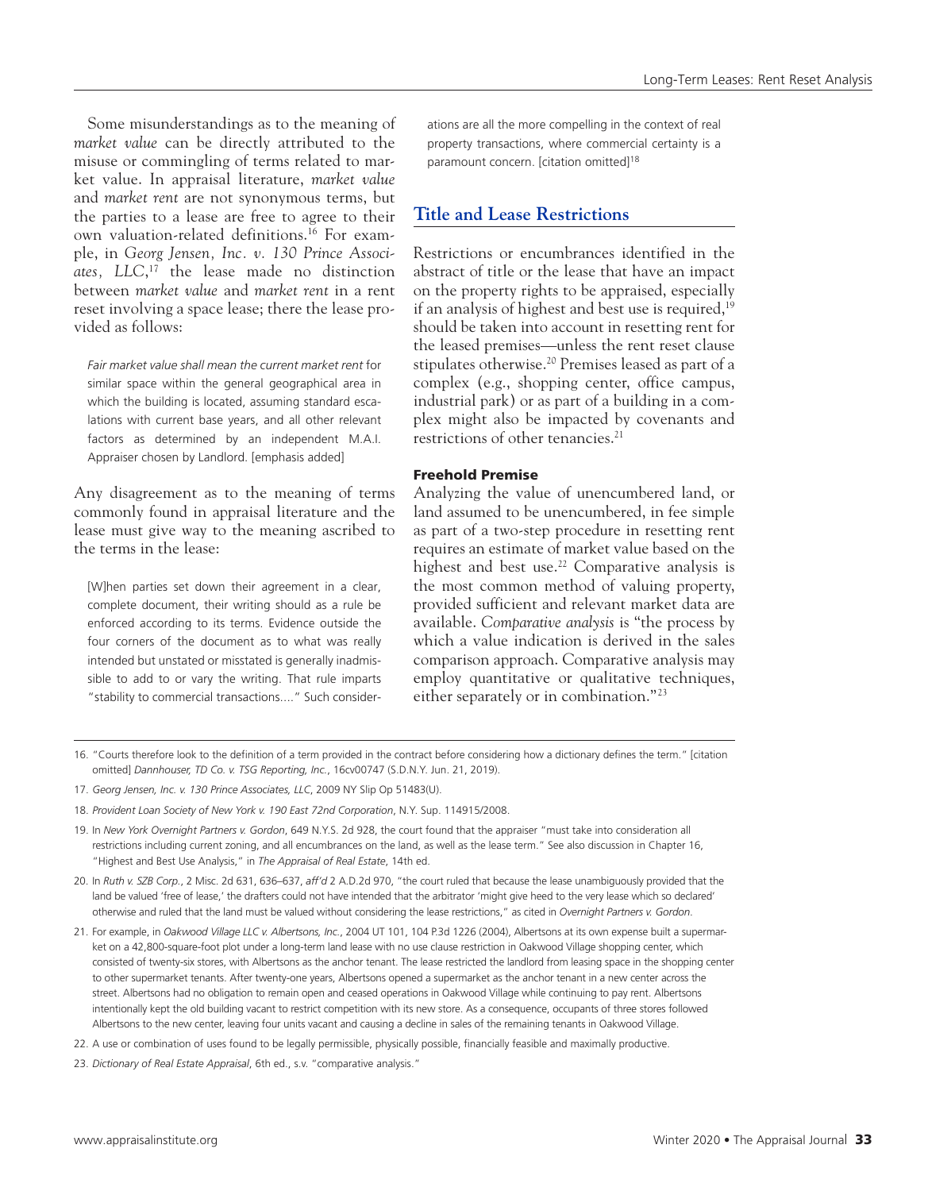Some misunderstandings as to the meaning of *market value* can be directly attributed to the misuse or commingling of terms related to market value. In appraisal literature, *market value* and *market rent* are not synonymous terms, but the parties to a lease are free to agree to their own valuation-related definitions.[16] For example, in *Georg Jensen, Inc. v. 130 Prince Associates, LLC*,[17] the lease made no distinction between *market value* and *market rent* in a rent reset involving a space lease; there the lease provided as follows:

> *Fair market value shall mean the current market rent* for similar space within the general geographical area in which the building is located, assuming standard escalations with current base years, and all other relevant factors as determined by an independent M.A.I. Appraiser chosen by Landlord. [emphasis added]

Any disagreement as to the meaning of terms commonly found in appraisal literature and the lease must give way to the meaning ascribed to the terms in the lease:

> [W]hen parties set down their agreement in a clear, complete document, their writing should as a rule be enforced according to its terms. Evidence outside the four corners of the document as to what was really intended but unstated or misstated is generally inadmissible to add to or vary the writing. That rule imparts "stability to commercial transactions...." Such considerations are all the more compelling in the context of real property transactions, where commercial certainty is a paramount concern. [citation omitted][18]

## Title and Lease Restrictions

Restrictions or encumbrances identified in the abstract of title or the lease that have an impact on the property rights to be appraised, especially if an analysis of highest and best use is required,[19] should be taken into account in resetting rent for the leased premises—unless the rent reset clause stipulates otherwise.[20] Premises leased as part of a complex (e.g., shopping center, office campus, industrial park) or as part of a building in a complex might also be impacted by covenants and restrictions of other tenancies.[21]

### Freehold Premise

Analyzing the value of unencumbered land, or land assumed to be unencumbered, in fee simple as part of a two-step procedure in resetting rent requires an estimate of market value based on the highest and best use.[22] Comparative analysis is the most common method of valuing property, provided sufficient and relevant market data are available. *Comparative analysis* is "the process by which a value indication is derived in the sales comparison approach. Comparative analysis may employ quantitative or qualitative techniques, either separately or in combination."[23]

---

16. "Courts therefore look to the definition of a term provided in the contract before considering how a dictionary defines the term." [citation omitted] *Dannhouser, TD Co. v. TSG Reporting, Inc.*, 16cv00747 (S.D.N.Y. Jun. 21, 2019).

17. *Georg Jensen, Inc. v. 130 Prince Associates, LLC*, 2009 NY Slip Op 51483(U).

18. *Provident Loan Society of New York v. 190 East 72nd Corporation*, N.Y. Sup. 114915/2008.

19. In *New York Overnight Partners v. Gordon*, 649 N.Y.S. 2d 928, the court found that the appraiser "must take into consideration all restrictions including current zoning, and all encumbrances on the land, as well as the lease term." See also discussion in Chapter 16, "Highest and Best Use Analysis," in *The Appraisal of Real Estate*, 14th ed.

20. In *Ruth v. SZB Corp.*, 2 Misc. 2d 631, 636–637, *aff'd* 2 A.D.2d 970, "the court ruled that because the lease unambiguously provided that the land be valued 'free of lease,' the drafters could not have intended that the arbitrator 'might give heed to the very lease which so declared' otherwise and ruled that the land must be valued without considering the lease restrictions," as cited in *Overnight Partners v. Gordon*.

21. For example, in *Oakwood Village LLC v. Albertsons, Inc.*, 2004 UT 101, 104 P.3d 1226 (2004), Albertsons at its own expense built a supermarket on a 42,800-square-foot plot under a long-term land lease with no use clause restriction in Oakwood Village shopping center, which consisted of twenty-six stores, with Albertsons as the anchor tenant. The lease restricted the landlord from leasing space in the shopping center to other supermarket tenants. After twenty-one years, Albertsons opened a supermarket as the anchor tenant in a new center across the street. Albertsons had no obligation to remain open and ceased operations in Oakwood Village while continuing to pay rent. Albertsons intentionally kept the old building vacant to restrict competition with its new store. As a consequence, occupants of three stores followed Albertsons to the new center, leaving four units vacant and causing a decline in sales of the remaining tenants in Oakwood Village.

22. A use or combination of uses found to be legally permissible, physically possible, financially feasible and maximally productive.

23. *Dictionary of Real Estate Appraisal*, 6th ed., s.v. "comparative analysis."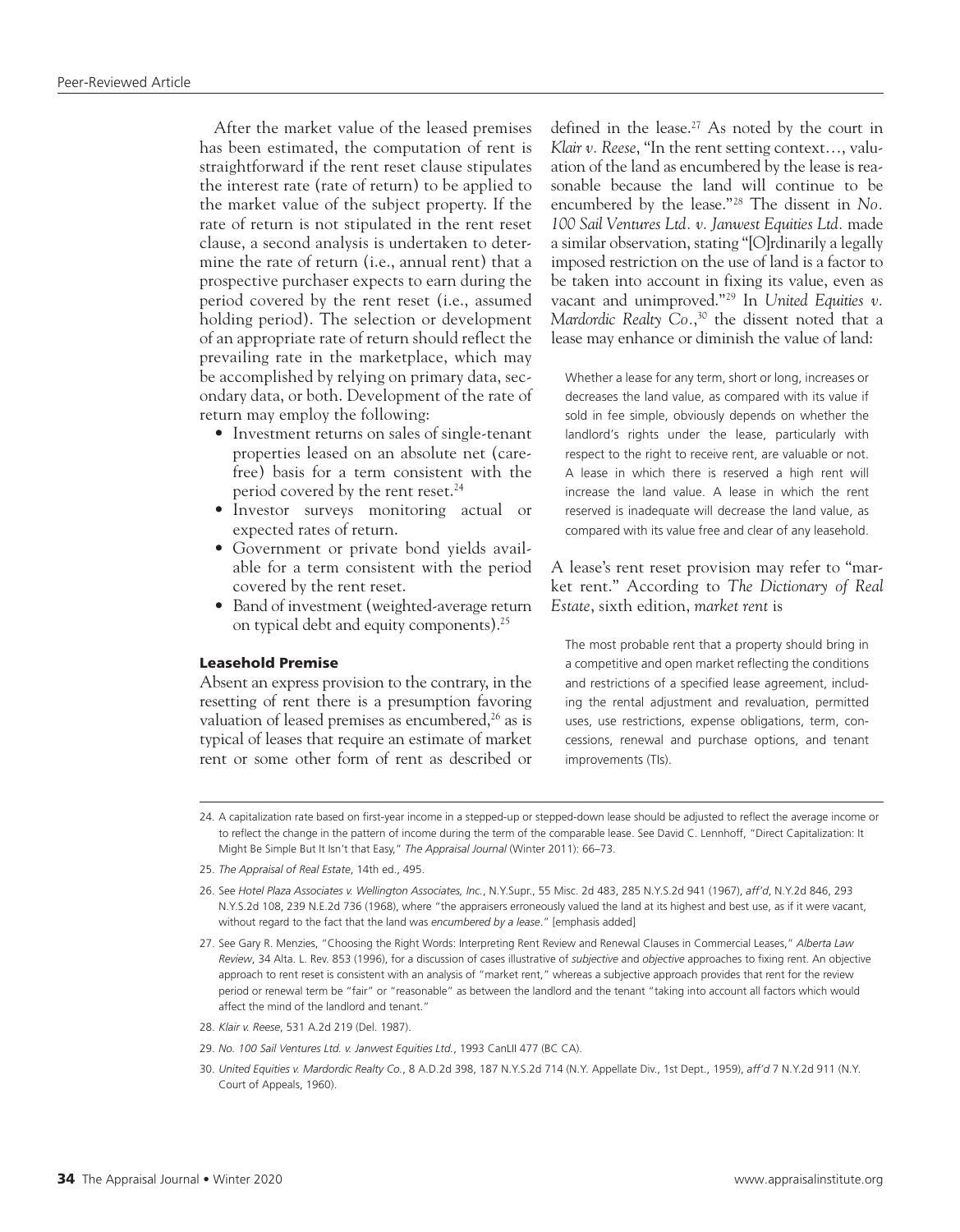After the market value of the leased premises has been estimated, the computation of rent is straightforward if the rent reset clause stipulates the interest rate (rate of return) to be applied to the market value of the subject property. If the rate of return is not stipulated in the rent reset clause, a second analysis is undertaken to determine the rate of return (i.e., annual rent) that a prospective purchaser expects to earn during the period covered by the rent reset (i.e., assumed holding period). The selection or development of an appropriate rate of return should reflect the prevailing rate in the marketplace, which may be accomplished by relying on primary data, secondary data, or both. Development of the rate of return may employ the following:

- Investment returns on sales of single-tenant properties leased on an absolute net (carefree) basis for a term consistent with the period covered by the rent reset.[24]
- Investor surveys monitoring actual or expected rates of return.
- Government or private bond yields available for a term consistent with the period covered by the rent reset.
- Band of investment (weighted-average return on typical debt and equity components).[25]

### Leasehold Premise

Absent an express provision to the contrary, in the resetting of rent there is a presumption favoring valuation of leased premises as encumbered,[26] as is typical of leases that require an estimate of market rent or some other form of rent as described or defined in the lease.[27] As noted by the court in *Klair v. Reese*, "In the rent setting context…, valuation of the land as encumbered by the lease is reasonable because the land will continue to be encumbered by the lease."[28] The dissent in *No. 100 Sail Ventures Ltd. v. Janwest Equities Ltd.* made a similar observation, stating "[O]rdinarily a legally imposed restriction on the use of land is a factor to be taken into account in fixing its value, even as vacant and unimproved."[29] In *United Equities v. Mardordic Realty Co.*,[30] the dissent noted that a lease may enhance or diminish the value of land:

> Whether a lease for any term, short or long, increases or decreases the land value, as compared with its value if sold in fee simple, obviously depends on whether the landlord's rights under the lease, particularly with respect to the right to receive rent, are valuable or not. A lease in which there is reserved a high rent will increase the land value. A lease in which the rent reserved is inadequate will decrease the land value, as compared with its value free and clear of any leasehold.

A lease's rent reset provision may refer to "market rent." According to *The Dictionary of Real Estate*, sixth edition, *market rent* is

> The most probable rent that a property should bring in a competitive and open market reflecting the conditions and restrictions of a specified lease agreement, including the rental adjustment and revaluation, permitted uses, use restrictions, expense obligations, term, concessions, renewal and purchase options, and tenant improvements (TIs).

---

24. A capitalization rate based on first-year income in a stepped-up or stepped-down lease should be adjusted to reflect the average income or to reflect the change in the pattern of income during the term of the comparable lease. See David C. Lennhoff, "Direct Capitalization: It Might Be Simple But It Isn't that Easy," *The Appraisal Journal* (Winter 2011): 66–73.

25. *The Appraisal of Real Estate*, 14th ed., 495.

26. See *Hotel Plaza Associates v. Wellington Associates, Inc.*, N.Y.Supr., 55 Misc. 2d 483, 285 N.Y.S.2d 941 (1967), *aff'd*, N.Y.2d 846, 293 N.Y.S.2d 108, 239 N.E.2d 736 (1968), where "the appraisers erroneously valued the land at its highest and best use, as if it were vacant, without regard to the fact that the land was *encumbered by a lease*." [emphasis added]

27. See Gary R. Menzies, "Choosing the Right Words: Interpreting Rent Review and Renewal Clauses in Commercial Leases," *Alberta Law Review*, 34 Alta. L. Rev. 853 (1996), for a discussion of cases illustrative of *subjective* and *objective* approaches to fixing rent. An objective approach to rent reset is consistent with an analysis of "market rent," whereas a subjective approach provides that rent for the review period or renewal term be "fair" or "reasonable" as between the landlord and the tenant "taking into account all factors which would affect the mind of the landlord and tenant."

28. *Klair v. Reese*, 531 A.2d 219 (Del. 1987).

29. *No. 100 Sail Ventures Ltd. v. Janwest Equities Ltd.*, 1993 CanLII 477 (BC CA).

30. *United Equities v. Mardordic Realty Co.*, 8 A.D.2d 398, 187 N.Y.S.2d 714 (N.Y. Appellate Div., 1st Dept., 1959), *aff'd* 7 N.Y.2d 911 (N.Y. Court of Appeals, 1960).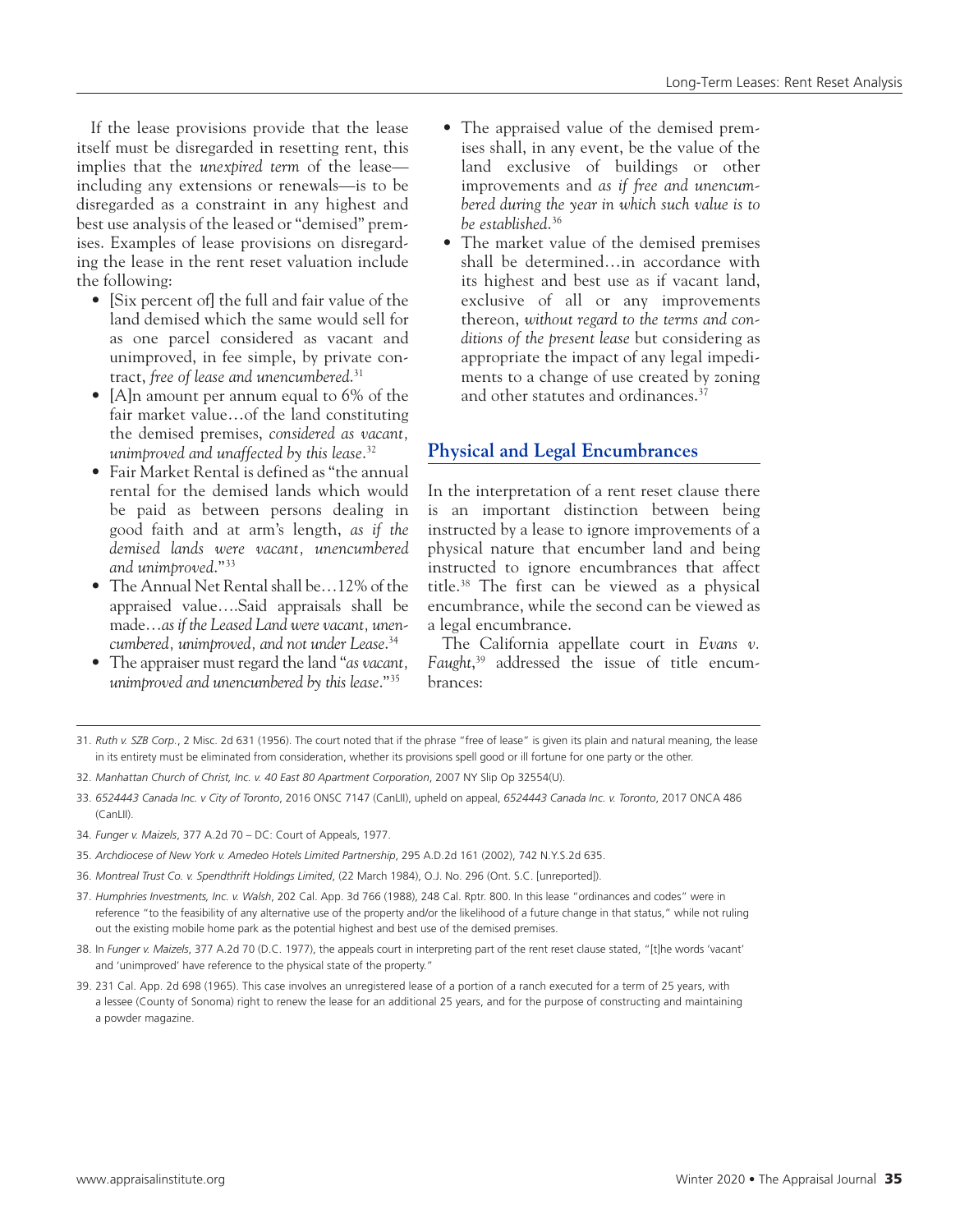If the lease provisions provide that the lease itself must be disregarded in resetting rent, this implies that the *unexpired term* of the lease—including any extensions or renewals—is to be disregarded as a constraint in any highest and best use analysis of the leased or "demised" premises. Examples of lease provisions on disregarding the lease in the rent reset valuation include the following:

- [Six percent of] the full and fair value of the land demised which the same would sell for as one parcel considered as vacant and unimproved, in fee simple, by private contract, *free of lease and unencumbered*.[31]
- [A]n amount per annum equal to 6% of the fair market value…of the land constituting the demised premises, *considered as vacant, unimproved and unaffected by this lease*.[32]
- Fair Market Rental is defined as "the annual rental for the demised lands which would be paid as between persons dealing in good faith and at arm's length, *as if the demised lands were vacant, unencumbered and unimproved*."[33]
- The Annual Net Rental shall be…12% of the appraised value….Said appraisals shall be made…*as if the Leased Land were vacant, unencumbered, unimproved, and not under Lease*.[34]
- The appraiser must regard the land "*as vacant, unimproved and unencumbered by this lease*."[35]
- The appraised value of the demised premises shall, in any event, be the value of the land exclusive of buildings or other improvements and *as if free and unencumbered during the year in which such value is to be established*.[36]
- The market value of the demised premises shall be determined…in accordance with its highest and best use as if vacant land, exclusive of all or any improvements thereon, *without regard to the terms and conditions of the present lease* but considering as appropriate the impact of any legal impediments to a change of use created by zoning and other statutes and ordinances.[37]

## Physical and Legal Encumbrances

In the interpretation of a rent reset clause there is an important distinction between being instructed by a lease to ignore improvements of a physical nature that encumber land and being instructed to ignore encumbrances that affect title.[38] The first can be viewed as a physical encumbrance, while the second can be viewed as a legal encumbrance.

The California appellate court in *Evans v. Faught*,[39] addressed the issue of title encumbrances:

---

31. *Ruth v. SZB Corp.*, 2 Misc. 2d 631 (1956). The court noted that if the phrase "free of lease" is given its plain and natural meaning, the lease in its entirety must be eliminated from consideration, whether its provisions spell good or ill fortune for one party or the other.

32. *Manhattan Church of Christ, Inc. v. 40 East 80 Apartment Corporation*, 2007 NY Slip Op 32554(U).

33. *6524443 Canada Inc. v City of Toronto*, 2016 ONSC 7147 (CanLII), upheld on appeal, *6524443 Canada Inc. v. Toronto*, 2017 ONCA 486 (CanLII).

34. *Funger v. Maizels*, 377 A.2d 70 – DC: Court of Appeals, 1977.

35. *Archdiocese of New York v. Amedeo Hotels Limited Partnership*, 295 A.D.2d 161 (2002), 742 N.Y.S.2d 635.

36. *Montreal Trust Co. v. Spendthrift Holdings Limited*, (22 March 1984), O.J. No. 296 (Ont. S.C. [unreported]).

37. *Humphries Investments, Inc. v. Walsh*, 202 Cal. App. 3d 766 (1988), 248 Cal. Rptr. 800. In this lease "ordinances and codes" were in reference "to the feasibility of any alternative use of the property and/or the likelihood of a future change in that status," while not ruling out the existing mobile home park as the potential highest and best use of the demised premises.

38. In *Funger v. Maizels*, 377 A.2d 70 (D.C. 1977), the appeals court in interpreting part of the rent reset clause stated, "[t]he words 'vacant' and 'unimproved' have reference to the physical state of the property."

39. 231 Cal. App. 2d 698 (1965). This case involves an unregistered lease of a portion of a ranch executed for a term of 25 years, with a lessee (County of Sonoma) right to renew the lease for an additional 25 years, and for the purpose of constructing and maintaining a powder magazine.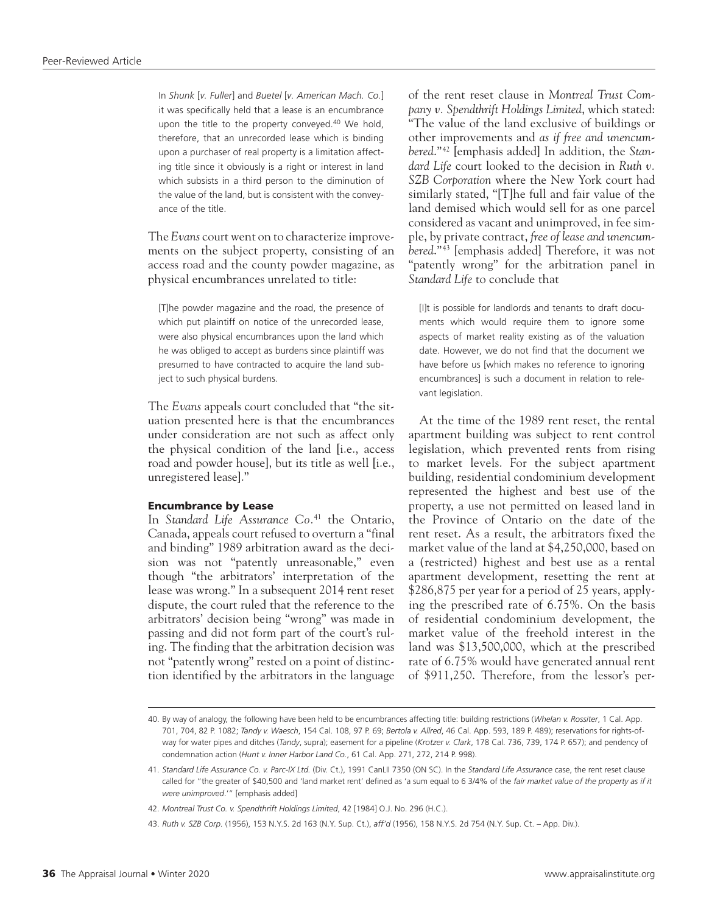> In *Shunk* [*v. Fuller*] and *Buetel* [*v. American Mach. Co.*] it was specifically held that a lease is an encumbrance upon the title to the property conveyed.[40] We hold, therefore, that an unrecorded lease which is binding upon a purchaser of real property is a limitation affecting title since it obviously is a right or interest in land which subsists in a third person to the diminution of the value of the land, but is consistent with the conveyance of the title.

The *Evans* court went on to characterize improvements on the subject property, consisting of an access road and the county powder magazine, as physical encumbrances unrelated to title:

> [T]he powder magazine and the road, the presence of which put plaintiff on notice of the unrecorded lease, were also physical encumbrances upon the land which he was obliged to accept as burdens since plaintiff was presumed to have contracted to acquire the land subject to such physical burdens.

The *Evans* appeals court concluded that "the situation presented here is that the encumbrances under consideration are not such as affect only the physical condition of the land [i.e., access road and powder house], but its title as well [i.e., unregistered lease]."

### Encumbrance by Lease

In *Standard Life Assurance Co.*[41] the Ontario, Canada, appeals court refused to overturn a "final and binding" 1989 arbitration award as the decision was not "patently unreasonable," even though "the arbitrators' interpretation of the lease was wrong." In a subsequent 2014 rent reset dispute, the court ruled that the reference to the arbitrators' decision being "wrong" was made in passing and did not form part of the court's ruling. The finding that the arbitration decision was not "patently wrong" rested on a point of distinction identified by the arbitrators in the language of the rent reset clause in *Montreal Trust Company v. Spendthrift Holdings Limited*, which stated: "The value of the land exclusive of buildings or other improvements and *as if free and unencumbered*."[42] [emphasis added] In addition, the *Standard Life* court looked to the decision in *Ruth v. SZB Corporation* where the New York court had similarly stated, "[T]he full and fair value of the land demised which would sell for as one parcel considered as vacant and unimproved, in fee simple, by private contract, *free of lease and unencumbered*."[43] [emphasis added] Therefore, it was not "patently wrong" for the arbitration panel in *Standard Life* to conclude that

> [I]t is possible for landlords and tenants to draft documents which would require them to ignore some aspects of market reality existing as of the valuation date. However, we do not find that the document we have before us [which makes no reference to ignoring encumbrances] is such a document in relation to relevant legislation.

At the time of the 1989 rent reset, the rental apartment building was subject to rent control legislation, which prevented rents from rising to market levels. For the subject apartment building, residential condominium development represented the highest and best use of the property, a use not permitted on leased land in the Province of Ontario on the date of the rent reset. As a result, the arbitrators fixed the market value of the land at $4,250,000, based on a (restricted) highest and best use as a rental apartment development, resetting the rent at $286,875 per year for a period of 25 years, applying the prescribed rate of 6.75%. On the basis of residential condominium development, the market value of the freehold interest in the land was $13,500,000, which at the prescribed rate of 6.75% would have generated annual rent of $911,250. Therefore, from the lessor's per-

---

40. By way of analogy, the following have been held to be encumbrances affecting title: building restrictions (*Whelan v. Rossiter*, 1 Cal. App. 701, 704, 82 P. 1082; *Tandy v. Waesch*, 154 Cal. 108, 97 P. 69; *Bertola v. Allred*, 46 Cal. App. 593, 189 P. 489); reservations for rights-of-way for water pipes and ditches (*Tandy*, supra); easement for a pipeline (*Krotzer v. Clark*, 178 Cal. 736, 739, 174 P. 657); and pendency of condemnation action (*Hunt v. Inner Harbor Land Co.*, 61 Cal. App. 271, 272, 214 P. 998).

41. *Standard Life Assurance Co. v. Parc-IX Ltd.* (Div. Ct.), 1991 CanLII 7350 (ON SC). In the *Standard Life Assurance* case, the rent reset clause called for "the greater of $40,500 and 'land market rent' defined as 'a sum equal to 6 3/4% of the *fair market value of the property as if it were unimproved*.'" [emphasis added]

42. *Montreal Trust Co. v. Spendthrift Holdings Limited*, 42 [1984] O.J. No. 296 (H.C.).

43. *Ruth v. SZB Corp.* (1956), 153 N.Y.S. 2d 163 (N.Y. Sup. Ct.), *aff'd* (1956), 158 N.Y.S. 2d 754 (N.Y. Sup. Ct. – App. Div.).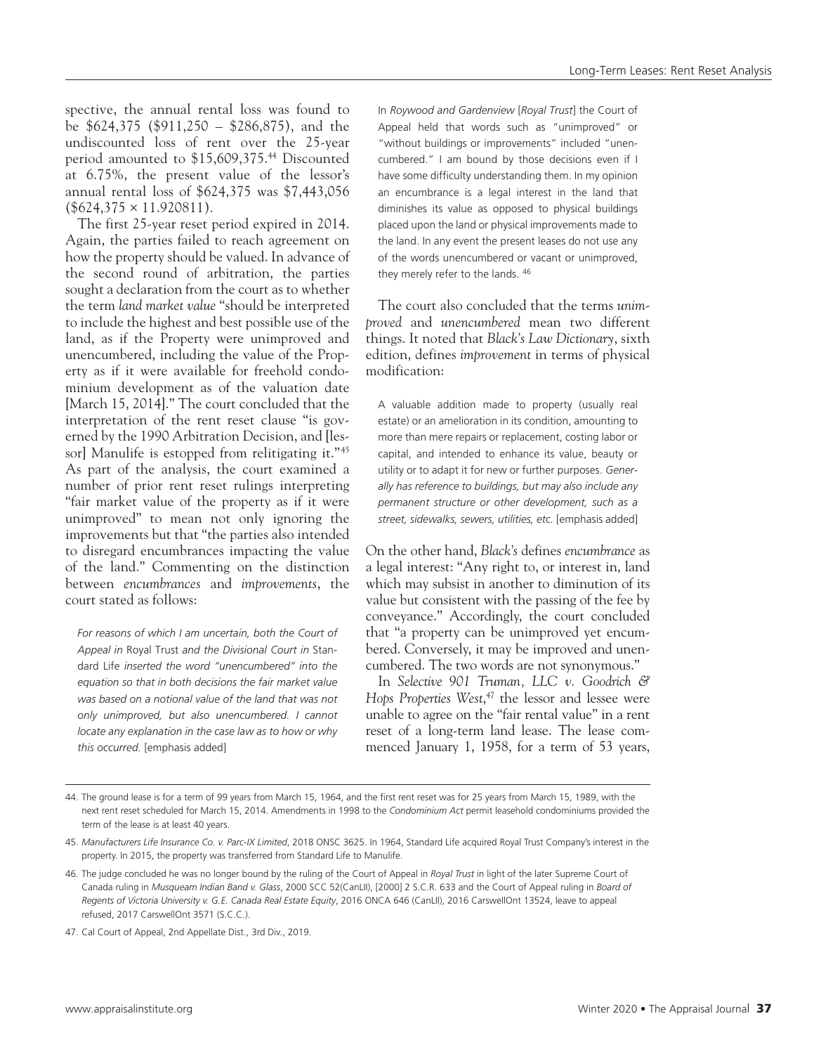spective, the annual rental loss was found to be \$624,375 (\$911,250 – \$286,875), and the undiscounted loss of rent over the 25-year period amounted to \$15,609,375.[44] Discounted at 6.75%, the present value of the lessor's annual rental loss of \$624,375 was \$7,443,056 (\$624,375 × 11.920811).

The first 25-year reset period expired in 2014. Again, the parties failed to reach agreement on how the property should be valued. In advance of the second round of arbitration, the parties sought a declaration from the court as to whether the term *land market value* "should be interpreted to include the highest and best possible use of the land, as if the Property were unimproved and unencumbered, including the value of the Property as if it were available for freehold condominium development as of the valuation date [March 15, 2014]." The court concluded that the interpretation of the rent reset clause "is governed by the 1990 Arbitration Decision, and [lessor] Manulife is estopped from relitigating it."[45] As part of the analysis, the court examined a number of prior rent reset rulings interpreting "fair market value of the property as if it were unimproved" to mean not only ignoring the improvements but that "the parties also intended to disregard encumbrances impacting the value of the land." Commenting on the distinction between *encumbrances* and *improvements*, the court stated as follows:

> *For reasons of which I am uncertain, both the Court of Appeal in* Royal Trust *and the Divisional Court in* Standard Life *inserted the word "unencumbered" into the equation so that in both decisions the fair market value was based on a notional value of the land that was not only unimproved, but also unencumbered. I cannot locate any explanation in the case law as to how or why this occurred.* [emphasis added]
>
> In *Roywood and Gardenview* [*Royal Trust*] the Court of Appeal held that words such as "unimproved" or "without buildings or improvements" included "unencumbered." I am bound by those decisions even if I have some difficulty understanding them. In my opinion an encumbrance is a legal interest in the land that diminishes its value as opposed to physical buildings placed upon the land or physical improvements made to the land. In any event the present leases do not use any of the words unencumbered or vacant or unimproved, they merely refer to the lands. [46]

The court also concluded that the terms *unimproved* and *unencumbered* mean two different things. It noted that *Black's Law Dictionary*, sixth edition, defines *improvement* in terms of physical modification:

> A valuable addition made to property (usually real estate) or an amelioration in its condition, amounting to more than mere repairs or replacement, costing labor or capital, and intended to enhance its value, beauty or utility or to adapt it for new or further purposes. *Generally has reference to buildings, but may also include any permanent structure or other development, such as a street, sidewalks, sewers, utilities, etc.* [emphasis added]

On the other hand, *Black's* defines *encumbrance* as a legal interest: "Any right to, or interest in, land which may subsist in another to diminution of its value but consistent with the passing of the fee by conveyance." Accordingly, the court concluded that "a property can be unimproved yet encumbered. Conversely, it may be improved and unencumbered. The two words are not synonymous."

In *Selective 901 Truman, LLC v. Goodrich & Hops Properties West*,[47] the lessor and lessee were unable to agree on the "fair rental value" in a rent reset of a long-term land lease. The lease commenced January 1, 1958, for a term of 53 years,

---

44. The ground lease is for a term of 99 years from March 15, 1964, and the first rent reset was for 25 years from March 15, 1989, with the next rent reset scheduled for March 15, 2014. Amendments in 1998 to the *Condominium Act* permit leasehold condominiums provided the term of the lease is at least 40 years.

45. *Manufacturers Life Insurance Co. v. Parc-IX Limited*, 2018 ONSC 3625. In 1964, Standard Life acquired Royal Trust Company's interest in the property. In 2015, the property was transferred from Standard Life to Manulife.

46. The judge concluded he was no longer bound by the ruling of the Court of Appeal in *Royal Trust* in light of the later Supreme Court of Canada ruling in *Musqueam Indian Band v. Glass*, 2000 SCC 52(CanLII), [2000] 2 S.C.R. 633 and the Court of Appeal ruling in *Board of Regents of Victoria University v. G.E. Canada Real Estate Equity*, 2016 ONCA 646 (CanLII), 2016 CarswellOnt 13524, leave to appeal refused, 2017 CarswellOnt 3571 (S.C.C.).

47. Cal Court of Appeal, 2nd Appellate Dist., 3rd Div., 2019.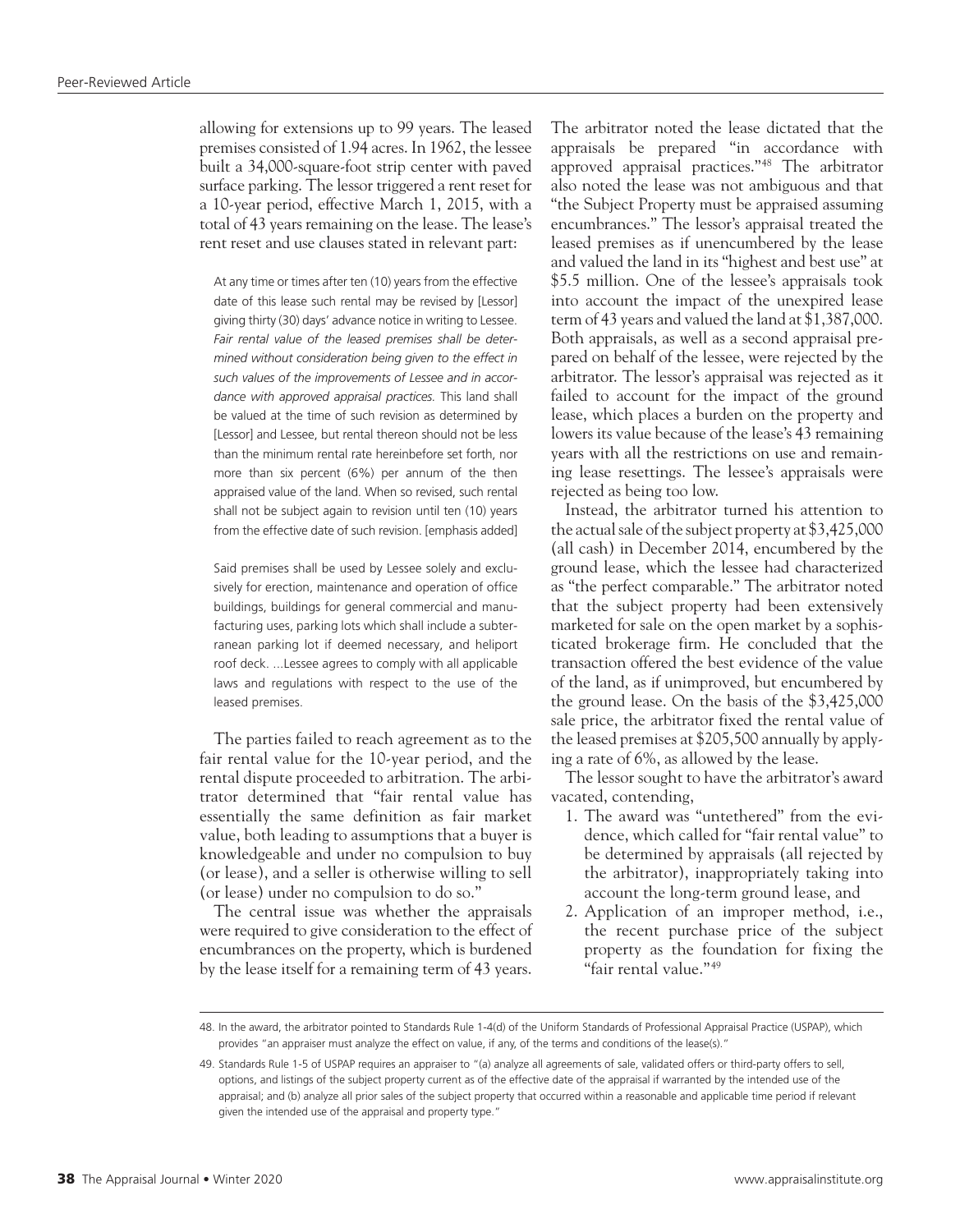allowing for extensions up to 99 years. The leased premises consisted of 1.94 acres. In 1962, the lessee built a 34,000-square-foot strip center with paved surface parking. The lessor triggered a rent reset for a 10-year period, effective March 1, 2015, with a total of 43 years remaining on the lease. The lease's rent reset and use clauses stated in relevant part:

> At any time or times after ten (10) years from the effective date of this lease such rental may be revised by [Lessor] giving thirty (30) days' advance notice in writing to Lessee. *Fair rental value of the leased premises shall be determined without consideration being given to the effect in such values of the improvements of Lessee and in accordance with approved appraisal practices.* This land shall be valued at the time of such revision as determined by [Lessor] and Lessee, but rental thereon should not be less than the minimum rental rate hereinbefore set forth, nor more than six percent (6%) per annum of the then appraised value of the land. When so revised, such rental shall not be subject again to revision until ten (10) years from the effective date of such revision. [emphasis added]
>
> Said premises shall be used by Lessee solely and exclusively for erection, maintenance and operation of office buildings, buildings for general commercial and manufacturing uses, parking lots which shall include a subterranean parking lot if deemed necessary, and heliport roof deck. ...Lessee agrees to comply with all applicable laws and regulations with respect to the use of the leased premises.

The parties failed to reach agreement as to the fair rental value for the 10-year period, and the rental dispute proceeded to arbitration. The arbitrator determined that "fair rental value has essentially the same definition as fair market value, both leading to assumptions that a buyer is knowledgeable and under no compulsion to buy (or lease), and a seller is otherwise willing to sell (or lease) under no compulsion to do so."

The central issue was whether the appraisals were required to give consideration to the effect of encumbrances on the property, which is burdened by the lease itself for a remaining term of 43 years. The arbitrator noted the lease dictated that the appraisals be prepared "in accordance with approved appraisal practices."[48] The arbitrator also noted the lease was not ambiguous and that "the Subject Property must be appraised assuming encumbrances." The lessor's appraisal treated the leased premises as if unencumbered by the lease and valued the land in its "highest and best use" at $5.5 million. One of the lessee's appraisals took into account the impact of the unexpired lease term of 43 years and valued the land at $1,387,000. Both appraisals, as well as a second appraisal prepared on behalf of the lessee, were rejected by the arbitrator. The lessor's appraisal was rejected as it failed to account for the impact of the ground lease, which places a burden on the property and lowers its value because of the lease's 43 remaining years with all the restrictions on use and remaining lease resettings. The lessee's appraisals were rejected as being too low.

Instead, the arbitrator turned his attention to the actual sale of the subject property at $3,425,000 (all cash) in December 2014, encumbered by the ground lease, which the lessee had characterized as "the perfect comparable." The arbitrator noted that the subject property had been extensively marketed for sale on the open market by a sophisticated brokerage firm. He concluded that the transaction offered the best evidence of the value of the land, as if unimproved, but encumbered by the ground lease. On the basis of the $3,425,000 sale price, the arbitrator fixed the rental value of the leased premises at $205,500 annually by applying a rate of 6%, as allowed by the lease.

The lessor sought to have the arbitrator's award vacated, contending,

1. The award was "untethered" from the evidence, which called for "fair rental value" to be determined by appraisals (all rejected by the arbitrator), inappropriately taking into account the long-term ground lease, and
2. Application of an improper method, i.e., the recent purchase price of the subject property as the foundation for fixing the "fair rental value."[49]

---

48. In the award, the arbitrator pointed to Standards Rule 1-4(d) of the Uniform Standards of Professional Appraisal Practice (USPAP), which provides "an appraiser must analyze the effect on value, if any, of the terms and conditions of the lease(s)."

49. Standards Rule 1-5 of USPAP requires an appraiser to "(a) analyze all agreements of sale, validated offers or third-party offers to sell, options, and listings of the subject property current as of the effective date of the appraisal if warranted by the intended use of the appraisal; and (b) analyze all prior sales of the subject property that occurred within a reasonable and applicable time period if relevant given the intended use of the appraisal and property type."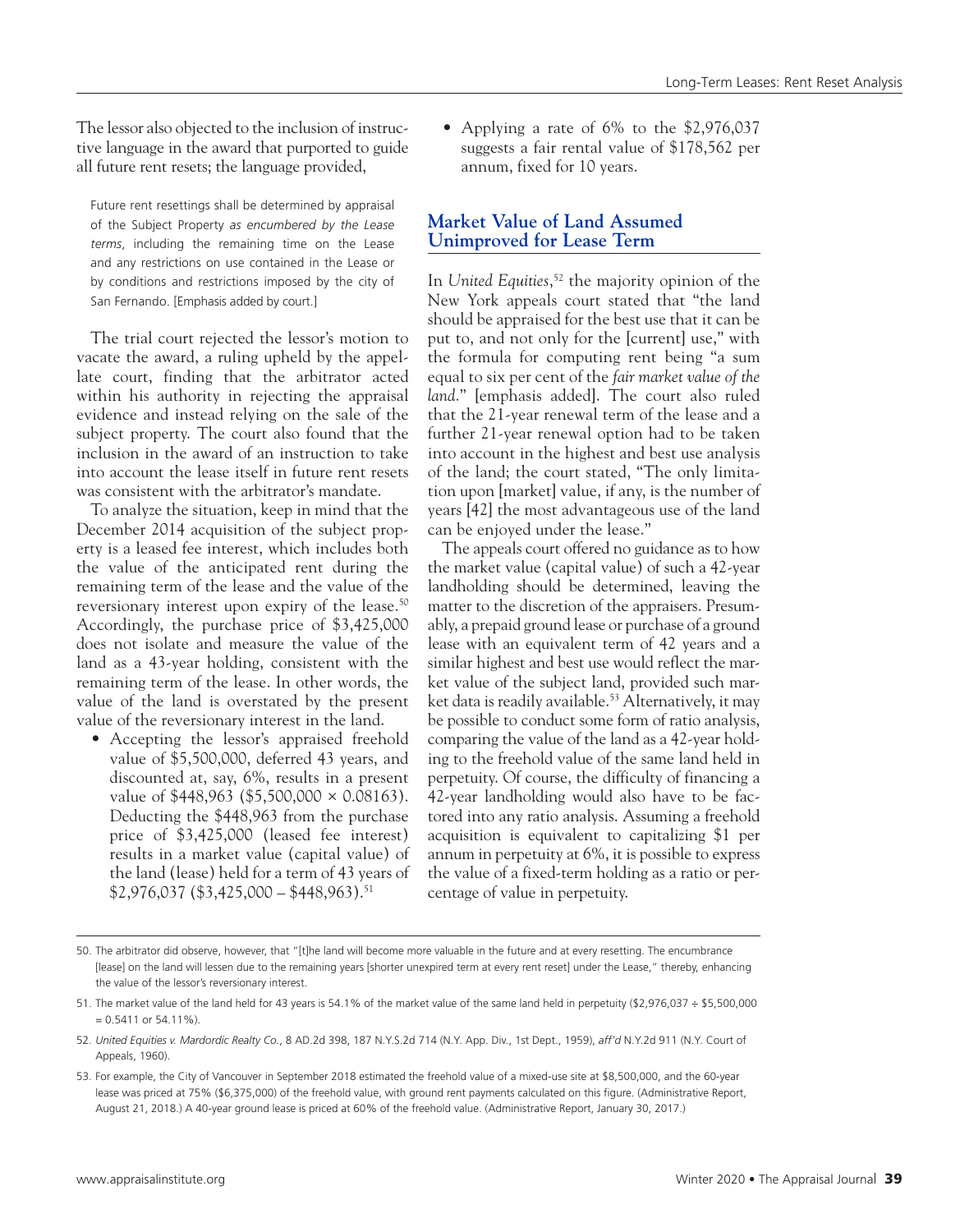The lessor also objected to the inclusion of instructive language in the award that purported to guide all future rent resets; the language provided,

> Future rent resettings shall be determined by appraisal of the Subject Property *as encumbered by the Lease terms*, including the remaining time on the Lease and any restrictions on use contained in the Lease or by conditions and restrictions imposed by the city of San Fernando. [Emphasis added by court.]

The trial court rejected the lessor's motion to vacate the award, a ruling upheld by the appellate court, finding that the arbitrator acted within his authority in rejecting the appraisal evidence and instead relying on the sale of the subject property. The court also found that the inclusion in the award of an instruction to take into account the lease itself in future rent resets was consistent with the arbitrator's mandate.

To analyze the situation, keep in mind that the December 2014 acquisition of the subject property is a leased fee interest, which includes both the value of the anticipated rent during the remaining term of the lease and the value of the reversionary interest upon expiry of the lease.[50] Accordingly, the purchase price of $3,425,000 does not isolate and measure the value of the land as a 43-year holding, consistent with the remaining term of the lease. In other words, the value of the land is overstated by the present value of the reversionary interest in the land.

- Accepting the lessor's appraised freehold value of $5,500,000, deferred 43 years, and discounted at, say, 6%, results in a present value of $448,963 ($5,500,000 × 0.08163). Deducting the $448,963 from the purchase price of $3,425,000 (leased fee interest) results in a market value (capital value) of the land (lease) held for a term of 43 years of $2,976,037 ($3,425,000 – $448,963).[51]
- Applying a rate of 6% to the $2,976,037 suggests a fair rental value of $178,562 per annum, fixed for 10 years.

## Market Value of Land Assumed Unimproved for Lease Term

In *United Equities*,[52] the majority opinion of the New York appeals court stated that "the land should be appraised for the best use that it can be put to, and not only for the [current] use," with the formula for computing rent being "a sum equal to six per cent of the *fair market value of the land*." [emphasis added]. The court also ruled that the 21-year renewal term of the lease and a further 21-year renewal option had to be taken into account in the highest and best use analysis of the land; the court stated, "The only limitation upon [market] value, if any, is the number of years [42] the most advantageous use of the land can be enjoyed under the lease."

The appeals court offered no guidance as to how the market value (capital value) of such a 42-year landholding should be determined, leaving the matter to the discretion of the appraisers. Presumably, a prepaid ground lease or purchase of a ground lease with an equivalent term of 42 years and a similar highest and best use would reflect the market value of the subject land, provided such market data is readily available.[53] Alternatively, it may be possible to conduct some form of ratio analysis, comparing the value of the land as a 42-year holding to the freehold value of the same land held in perpetuity. Of course, the difficulty of financing a 42-year landholding would also have to be factored into any ratio analysis. Assuming a freehold acquisition is equivalent to capitalizing $1 per annum in perpetuity at 6%, it is possible to express the value of a fixed-term holding as a ratio or percentage of value in perpetuity.

---

50. The arbitrator did observe, however, that "[t]he land will become more valuable in the future and at every resetting. The encumbrance [lease] on the land will lessen due to the remaining years [shorter unexpired term at every rent reset] under the Lease," thereby, enhancing the value of the lessor's reversionary interest.

51. The market value of the land held for 43 years is 54.1% of the market value of the same land held in perpetuity ($2,976,037 ÷ $5,500,000 = 0.5411 or 54.11%).

52. *United Equities v. Mardordic Realty Co.*, 8 AD.2d 398, 187 N.Y.S.2d 714 (N.Y. App. Div., 1st Dept., 1959), *aff'd* N.Y.2d 911 (N.Y. Court of Appeals, 1960).

53. For example, the City of Vancouver in September 2018 estimated the freehold value of a mixed-use site at $8,500,000, and the 60-year lease was priced at 75% ($6,375,000) of the freehold value, with ground rent payments calculated on this figure. (Administrative Report, August 21, 2018.) A 40-year ground lease is priced at 60% of the freehold value. (Administrative Report, January 30, 2017.)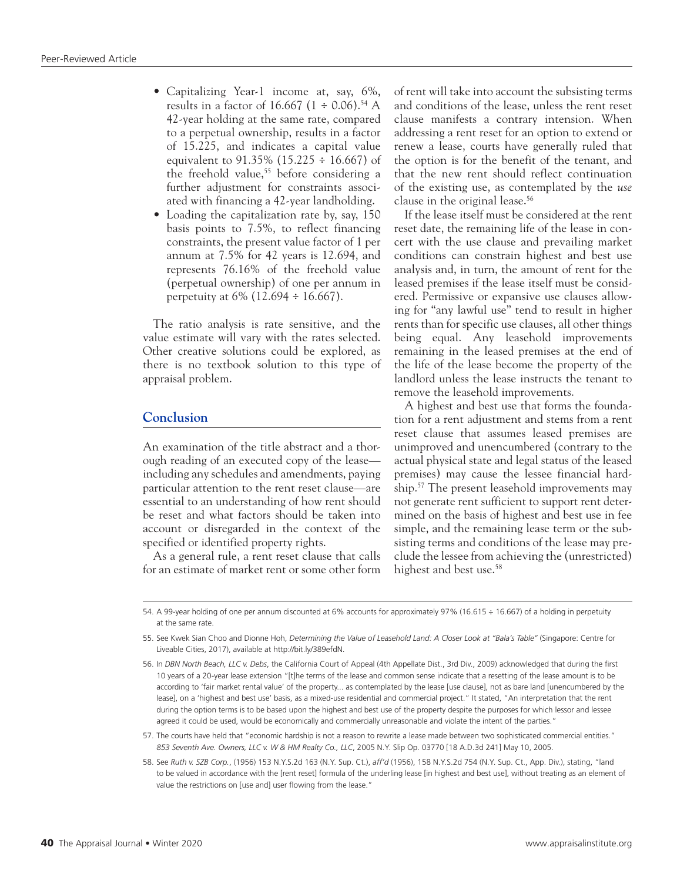- Capitalizing Year-1 income at, say, 6%, results in a factor of 16.667 (1 ÷ 0.06).[54] A 42-year holding at the same rate, compared to a perpetual ownership, results in a factor of 15.225, and indicates a capital value equivalent to 91.35% (15.225 ÷ 16.667) of the freehold value,[55] before considering a further adjustment for constraints associated with financing a 42-year landholding.
- Loading the capitalization rate by, say, 150 basis points to 7.5%, to reflect financing constraints, the present value factor of 1 per annum at 7.5% for 42 years is 12.694, and represents 76.16% of the freehold value (perpetual ownership) of one per annum in perpetuity at 6% (12.694 ÷ 16.667).

The ratio analysis is rate sensitive, and the value estimate will vary with the rates selected. Other creative solutions could be explored, as there is no textbook solution to this type of appraisal problem.

## Conclusion

An examination of the title abstract and a thorough reading of an executed copy of the lease—including any schedules and amendments, paying particular attention to the rent reset clause—are essential to an understanding of how rent should be reset and what factors should be taken into account or disregarded in the context of the specified or identified property rights.

As a general rule, a rent reset clause that calls for an estimate of market rent or some other form of rent will take into account the subsisting terms and conditions of the lease, unless the rent reset clause manifests a contrary intension. When addressing a rent reset for an option to extend or renew a lease, courts have generally ruled that the option is for the benefit of the tenant, and that the new rent should reflect continuation of the existing use, as contemplated by the *use* clause in the original lease.[56]

If the lease itself must be considered at the rent reset date, the remaining life of the lease in concert with the use clause and prevailing market conditions can constrain highest and best use analysis and, in turn, the amount of rent for the leased premises if the lease itself must be considered. Permissive or expansive use clauses allowing for "any lawful use" tend to result in higher rents than for specific use clauses, all other things being equal. Any leasehold improvements remaining in the leased premises at the end of the life of the lease become the property of the landlord unless the lease instructs the tenant to remove the leasehold improvements.

A highest and best use that forms the foundation for a rent adjustment and stems from a rent reset clause that assumes leased premises are unimproved and unencumbered (contrary to the actual physical state and legal status of the leased premises) may cause the lessee financial hardship.[57] The present leasehold improvements may not generate rent sufficient to support rent determined on the basis of highest and best use in fee simple, and the remaining lease term or the subsisting terms and conditions of the lease may preclude the lessee from achieving the (unrestricted) highest and best use.[58]

---

54. A 99-year holding of one per annum discounted at 6% accounts for approximately 97% (16.615 ÷ 16.667) of a holding in perpetuity at the same rate.

55. See Kwek Sian Choo and Dionne Hoh, *Determining the Value of Leasehold Land: A Closer Look at "Bala's Table"* (Singapore: Centre for Liveable Cities, 2017), available at http://bit.ly/389efdN.

56. In *DBN North Beach, LLC v. Debs*, the California Court of Appeal (4th Appellate Dist., 3rd Div., 2009) acknowledged that during the first 10 years of a 20-year lease extension "[t]he terms of the lease and common sense indicate that a resetting of the lease amount is to be according to 'fair market rental value' of the property... as contemplated by the lease [use clause], not as bare land [unencumbered by the lease], on a 'highest and best use' basis, as a mixed-use residential and commercial project." It stated, "An interpretation that the rent during the option terms is to be based upon the highest and best use of the property despite the purposes for which lessor and lessee agreed it could be used, would be economically and commercially unreasonable and violate the intent of the parties."

57. The courts have held that "economic hardship is not a reason to rewrite a lease made between two sophisticated commercial entities." *853 Seventh Ave. Owners, LLC v. W & HM Realty Co., LLC*, 2005 N.Y. Slip Op. 03770 [18 A.D.3d 241] May 10, 2005.

58. See *Ruth v. SZB Corp.*, (1956) 153 N.Y.S.2d 163 (N.Y. Sup. Ct.), *aff'd* (1956), 158 N.Y.S.2d 754 (N.Y. Sup. Ct., App. Div.), stating, "land to be valued in accordance with the [rent reset] formula of the underlying lease [in highest and best use], without treating as an element of value the restrictions on [use and] user flowing from the lease."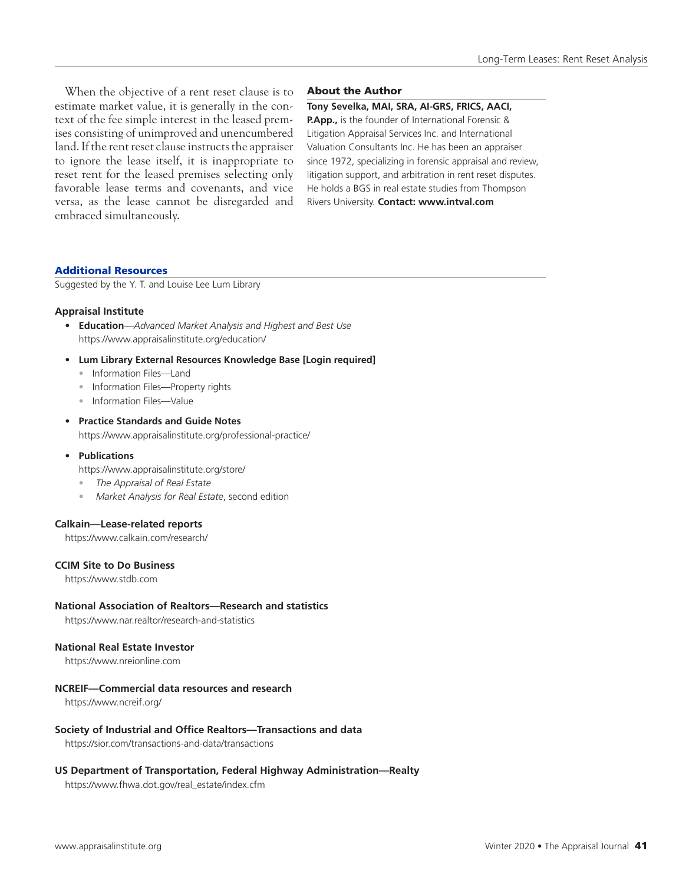When the objective of a rent reset clause is to estimate market value, it is generally in the context of the fee simple interest in the leased premises consisting of unimproved and unencumbered land. If the rent reset clause instructs the appraiser to ignore the lease itself, it is inappropriate to reset rent for the leased premises selecting only favorable lease terms and covenants, and vice versa, as the lease cannot be disregarded and embraced simultaneously.

### About the Author

**Tony Sevelka, MAI, SRA, AI-GRS, FRICS, AACI, P.App.,** is the founder of International Forensic & Litigation Appraisal Services Inc. and International Valuation Consultants Inc. He has been an appraiser since 1972, specializing in forensic appraisal and review, litigation support, and arbitration in rent reset disputes. He holds a BGS in real estate studies from Thompson Rivers University. **Contact: www.intval.com**

### Additional Resources

Suggested by the Y. T. and Louise Lee Lum Library

**Appraisal Institute**

- **Education**—*Advanced Market Analysis and Highest and Best Use*
  https://www.appraisalinstitute.org/education/
- **Lum Library External Resources Knowledge Base [Login required]**
  - Information Files—Land
  - Information Files—Property rights
  - Information Files—Value
- **Practice Standards and Guide Notes**
  https://www.appraisalinstitute.org/professional-practice/
- **Publications**
  https://www.appraisalinstitute.org/store/
  - *The Appraisal of Real Estate*
  - *Market Analysis for Real Estate*, second edition

**Calkain—Lease-related reports**
https://www.calkain.com/research/

**CCIM Site to Do Business**
https://www.stdb.com

**National Association of Realtors—Research and statistics**
https://www.nar.realtor/research-and-statistics

**National Real Estate Investor**
https://www.nreionline.com

**NCREIF—Commercial data resources and research**
https://www.ncreif.org/

**Society of Industrial and Office Realtors—Transactions and data**
https://sior.com/transactions-and-data/transactions

**US Department of Transportation, Federal Highway Administration—Realty**
https://www.fhwa.dot.gov/real_estate/index.cfm